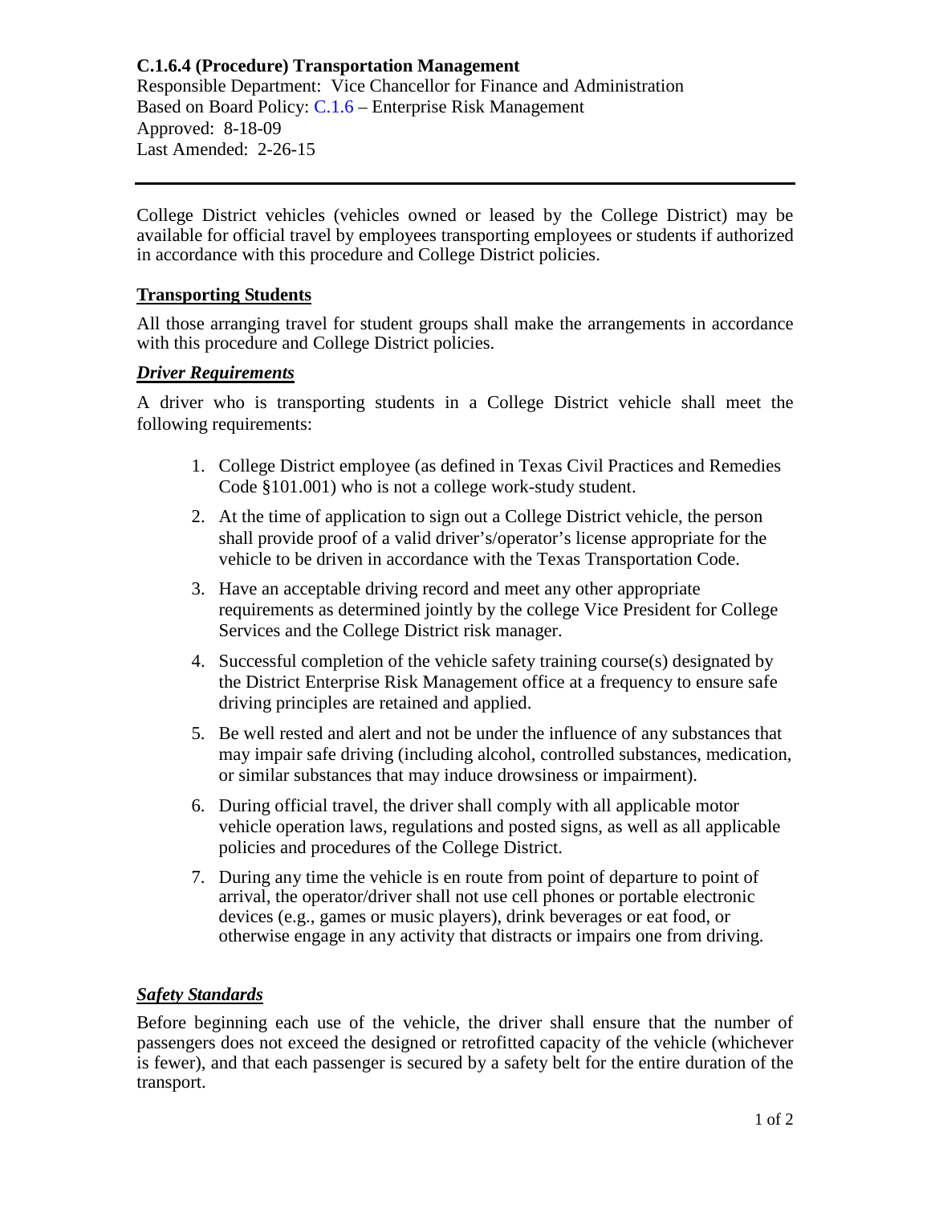**C.1.6.4 (Procedure) Transportation Management**

Responsible Department: Vice Chancellor for Finance and Administration
Based on Board Policy: C.1.6 – Enterprise Risk Management
Approved: 8-18-09
Last Amended: 2-26-15

---

College District vehicles (vehicles owned or leased by the College District) may be available for official travel by employees transporting employees or students if authorized in accordance with this procedure and College District policies.

## Transporting Students

All those arranging travel for student groups shall make the arrangements in accordance with this procedure and College District policies.

### *Driver Requirements*

A driver who is transporting students in a College District vehicle shall meet the following requirements:

1. College District employee (as defined in Texas Civil Practices and Remedies Code §101.001) who is not a college work-study student.
2. At the time of application to sign out a College District vehicle, the person shall provide proof of a valid driver's/operator's license appropriate for the vehicle to be driven in accordance with the Texas Transportation Code.
3. Have an acceptable driving record and meet any other appropriate requirements as determined jointly by the college Vice President for College Services and the College District risk manager.
4. Successful completion of the vehicle safety training course(s) designated by the District Enterprise Risk Management office at a frequency to ensure safe driving principles are retained and applied.
5. Be well rested and alert and not be under the influence of any substances that may impair safe driving (including alcohol, controlled substances, medication, or similar substances that may induce drowsiness or impairment).
6. During official travel, the driver shall comply with all applicable motor vehicle operation laws, regulations and posted signs, as well as all applicable policies and procedures of the College District.
7. During any time the vehicle is en route from point of departure to point of arrival, the operator/driver shall not use cell phones or portable electronic devices (e.g., games or music players), drink beverages or eat food, or otherwise engage in any activity that distracts or impairs one from driving.

### *Safety Standards*

Before beginning each use of the vehicle, the driver shall ensure that the number of passengers does not exceed the designed or retrofitted capacity of the vehicle (whichever is fewer), and that each passenger is secured by a safety belt for the entire duration of the transport.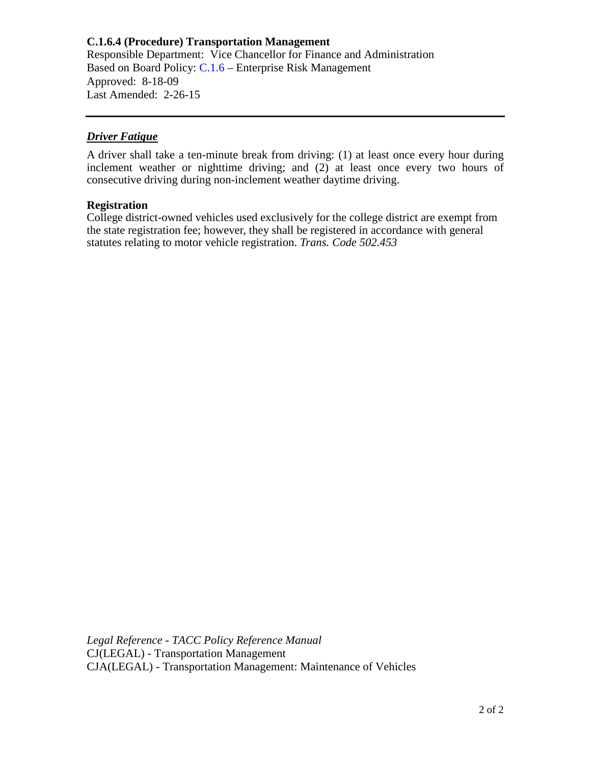**C.1.6.4 (Procedure) Transportation Management**
Responsible Department: Vice Chancellor for Finance and Administration
Based on Board Policy: C.1.6 – Enterprise Risk Management
Approved: 8-18-09
Last Amended: 2-26-15

---

***Driver Fatigue***

A driver shall take a ten-minute break from driving: (1) at least once every hour during inclement weather or nighttime driving; and (2) at least once every two hours of consecutive driving during non-inclement weather daytime driving.

**Registration**

College district-owned vehicles used exclusively for the college district are exempt from the state registration fee; however, they shall be registered in accordance with general statutes relating to motor vehicle registration. *Trans. Code 502.453*

*Legal Reference - TACC Policy Reference Manual*
CJ(LEGAL) - Transportation Management
CJA(LEGAL) - Transportation Management: Maintenance of Vehicles